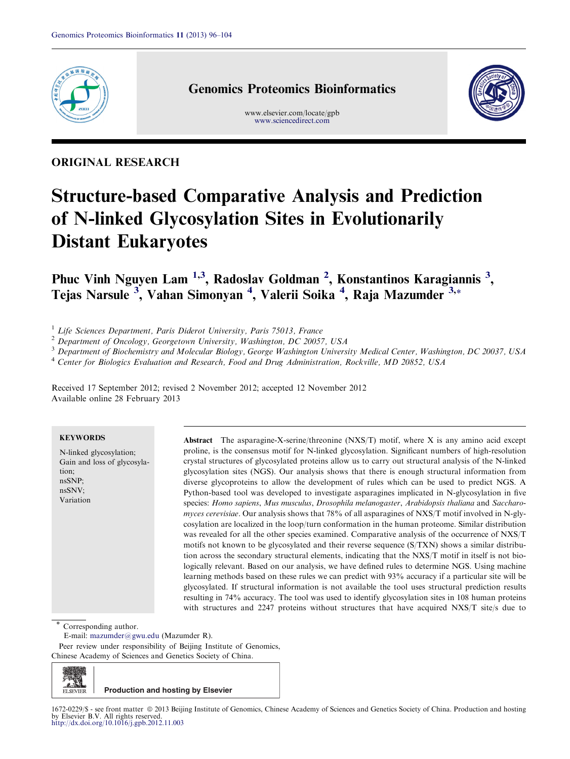# Structure-based Comparative Analysis and Prediction of N-linked Glycosylation Sites in Evolutionarily Distant Eukaryotes

**ORIGINAL RESEARCH**

**Phuc Vinh Nguyen Lam [1,3], Radoslav Goldman [2], Konstantinos Karagiannis [3], Tejas Narsule [3], Vahan Simonyan [4], Valerii Soika [4], Raja Mazumder [3,*]**

[1] *Life Sciences Department, Paris Diderot University, Paris 75013, France*
[2] *Department of Oncology, Georgetown University, Washington, DC 20057, USA*
[3] *Department of Biochemistry and Molecular Biology, George Washington University Medical Center, Washington, DC 20037, USA*
[4] *Center for Biologics Evaluation and Research, Food and Drug Administration, Rockville, MD 20852, USA*

Received 17 September 2012; revised 2 November 2012; accepted 12 November 2012
Available online 28 February 2013

**KEYWORDS**

N-linked glycosylation;
Gain and loss of glycosylation;
nsSNP;
nsSNV;
Variation

**Abstract** The asparagine-X-serine/threonine (NXS/T) motif, where X is any amino acid except proline, is the consensus motif for N-linked glycosylation. Significant numbers of high-resolution crystal structures of glycosylated proteins allow us to carry out structural analysis of the N-linked glycosylation sites (NGS). Our analysis shows that there is enough structural information from diverse glycoproteins to allow the development of rules which can be used to predict NGS. A Python-based tool was developed to investigate asparagines implicated in N-glycosylation in five species: *Homo sapiens*, *Mus musculus*, *Drosophila melanogaster*, *Arabidopsis thaliana* and *Saccharomyces cerevisiae*. Our analysis shows that 78% of all asparagines of NXS/T motif involved in N-glycosylation are localized in the loop/turn conformation in the human proteome. Similar distribution was revealed for all the other species examined. Comparative analysis of the occurrence of NXS/T motifs not known to be glycosylated and their reverse sequence (S/TXN) shows a similar distribution across the secondary structural elements, indicating that the NXS/T motif in itself is not biologically relevant. Based on our analysis, we have defined rules to determine NGS. Using machine learning methods based on these rules we can predict with 93% accuracy if a particular site will be glycosylated. If structural information is not available the tool uses structural prediction results resulting in 74% accuracy. The tool was used to identify glycosylation sites in 108 human proteins with structures and 2247 proteins without structures that have acquired NXS/T site/s due to

\* Corresponding author.
E-mail: mazumder@gwu.edu (Mazumder R).

Peer review under responsibility of Beijing Institute of Genomics, Chinese Academy of Sciences and Genetics Society of China.

Production and hosting by Elsevier

1672-0229/$ - see front matter © 2013 Beijing Institute of Genomics, Chinese Academy of Sciences and Genetics Society of China. Production and hosting by Elsevier B.V. All rights reserved.
http://dx.doi.org/10.1016/j.gpb.2012.11.003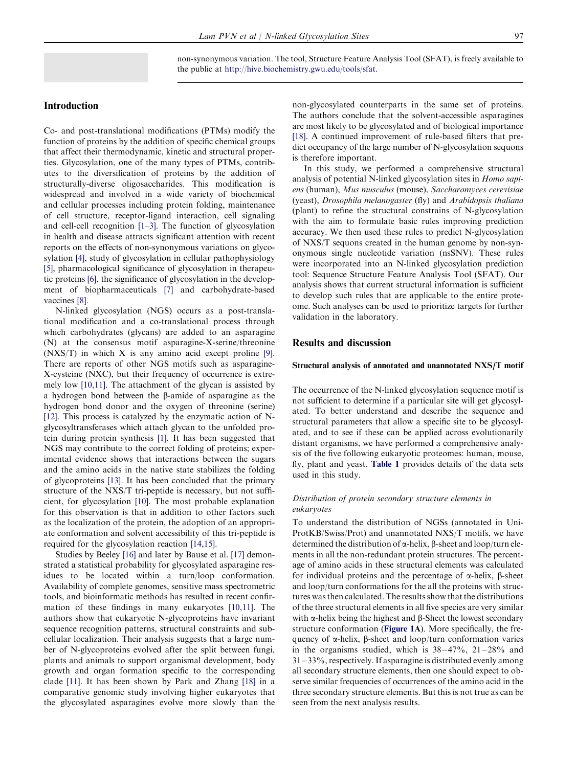non-synonymous variation. The tool, Structure Feature Analysis Tool (SFAT), is freely available to the public at http://hive.biochemistry.gwu.edu/tools/sfat.

## Introduction

Co- and post-translational modifications (PTMs) modify the function of proteins by the addition of specific chemical groups that affect their thermodynamic, kinetic and structural properties. Glycosylation, one of the many types of PTMs, contributes to the diversification of proteins by the addition of structurally-diverse oligosaccharides. This modification is widespread and involved in a wide variety of biochemical and cellular processes including protein folding, maintenance of cell structure, receptor-ligand interaction, cell signaling and cell-cell recognition [1–3]. The function of glycosylation in health and disease attracts significant attention with recent reports on the effects of non-synonymous variations on glycosylation [4], study of glycosylation in cellular pathophysiology [5], pharmacological significance of glycosylation in therapeutic proteins [6], the significance of glycosylation in the development of biopharmaceuticals [7] and carbohydrate-based vaccines [8].

N-linked glycosylation (NGS) occurs as a post-translational modification and a co-translational process through which carbohydrates (glycans) are added to an asparagine (N) at the consensus motif asparagine-X-serine/threonine (NXS/T) in which X is any amino acid except proline [9]. There are reports of other NGS motifs such as asparagine-X-cysteine (NXC), but their frequency of occurrence is extremely low [10,11]. The attachment of the glycan is assisted by a hydrogen bond between the β-amide of asparagine as the hydrogen bond donor and the oxygen of threonine (serine) [12]. This process is catalyzed by the enzymatic action of N-glycosyltransferases which attach glycan to the unfolded protein during protein synthesis [1]. It has been suggested that NGS may contribute to the correct folding of proteins; experimental evidence shows that interactions between the sugars and the amino acids in the native state stabilizes the folding of glycoproteins [13]. It has been concluded that the primary structure of the NXS/T tri-peptide is necessary, but not sufficient, for glycosylation [10]. The most probable explanation for this observation is that in addition to other factors such as the localization of the protein, the adoption of an appropriate conformation and solvent accessibility of this tri-peptide is required for the glycosylation reaction [14,15].

Studies by Beeley [16] and later by Bause et al. [17] demonstrated a statistical probability for glycosylated asparagine residues to be located within a turn/loop conformation. Availability of complete genomes, sensitive mass spectrometric tools, and bioinformatic methods has resulted in recent confirmation of these findings in many eukaryotes [10,11]. The authors show that eukaryotic N-glycoproteins have invariant sequence recognition patterns, structural constraints and subcellular localization. Their analysis suggests that a large number of N-glycoproteins evolved after the split between fungi, plants and animals to support organismal development, body growth and organ formation specific to the corresponding clade [11]. It has been shown by Park and Zhang [18] in a comparative genomic study involving higher eukaryotes that the glycosylated asparagines evolve more slowly than the non-glycosylated counterparts in the same set of proteins. The authors conclude that the solvent-accessible asparagines are most likely to be glycosylated and of biological importance [18]. A continued improvement of rule-based filters that predict occupancy of the large number of N-glycosylation sequons is therefore important.

In this study, we performed a comprehensive structural analysis of potential N-linked glycosylation sites in *Homo sapiens* (human), *Mus musculus* (mouse), *Saccharomyces cerevisiae* (yeast), *Drosophila melanogaster* (fly) and *Arabidopsis thaliana* (plant) to refine the structural constrains of N-glycosylation with the aim to formulate basic rules improving prediction accuracy. We then used these rules to predict N-glycosylation of NXS/T sequons created in the human genome by non-synonymous single nucleotide variation (nsSNV). These rules were incorporated into an N-linked glycosylation prediction tool: Sequence Structure Feature Analysis Tool (SFAT). Our analysis shows that current structural information is sufficient to develop such rules that are applicable to the entire proteome. Such analyses can be used to prioritize targets for further validation in the laboratory.

## Results and discussion

### Structural analysis of annotated and unannotated NXS/T motif

The occurrence of the N-linked glycosylation sequence motif is not sufficient to determine if a particular site will get glycosylated. To better understand and describe the sequence and structural parameters that allow a specific site to be glycosylated, and to see if these can be applied across evolutionarily distant organisms, we have performed a comprehensive analysis of the five following eukaryotic proteomes: human, mouse, fly, plant and yeast. **Table 1** provides details of the data sets used in this study.

#### *Distribution of protein secondary structure elements in eukaryotes*

To understand the distribution of NGSs (annotated in UniProtKB/Swiss/Prot) and unannotated NXS/T motifs, we have determined the distribution of α-helix, β-sheet and loop/turn elements in all the non-redundant protein structures. The percentage of amino acids in these structural elements was calculated for individual proteins and the percentage of α-helix, β-sheet and loop/turn conformations for the all the proteins with structures was then calculated. The results show that the distributions of the three structural elements in all five species are very similar with α-helix being the highest and β-Sheet the lowest secondary structure conformation (**Figure 1A**). More specifically, the frequency of α-helix, β-sheet and loop/turn conformation varies in the organisms studied, which is 38−47%, 21−28% and 31−33%, respectively. If asparagine is distributed evenly among all secondary structure elements, then one should expect to observe similar frequencies of occurrences of the amino acid in the three secondary structure elements. But this is not true as can be seen from the next analysis results.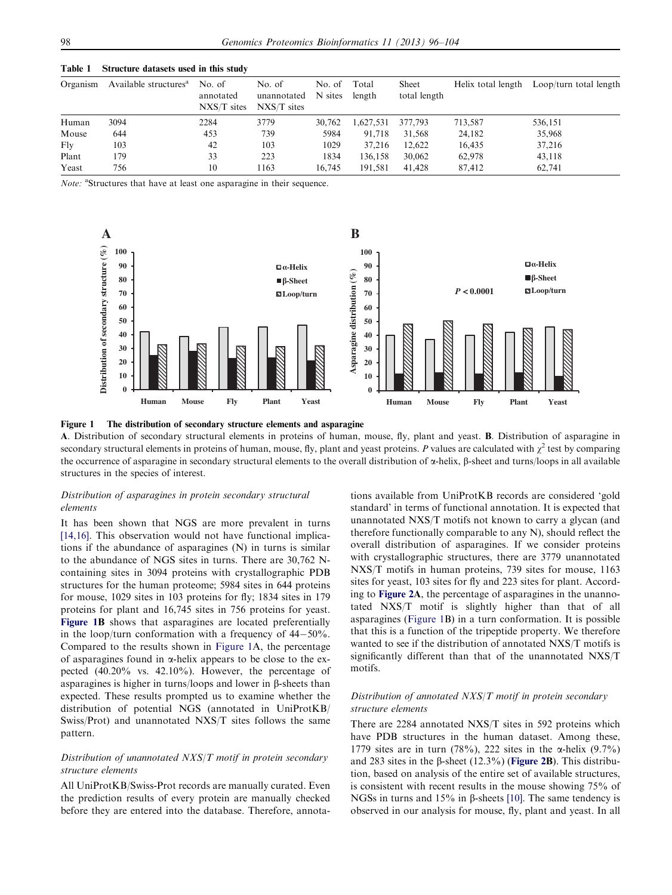**Table 1 Structure datasets used in this study**

| Organism | Available structures[a] | No. of annotated NXS/T sites | No. of unannotated NXS/T sites | No. of N sites | Total length | Sheet total length | Helix total length | Loop/turn total length |
|---|---|---|---|---|---|---|---|---|
| Human | 3094 | 2284 | 3779 | 30,762 | 1,627,531 | 377,793 | 713,587 | 536,151 |
| Mouse | 644 | 453 | 739 | 5984 | 91,718 | 31,568 | 24,182 | 35,968 |
| Fly | 103 | 42 | 103 | 1029 | 37,216 | 12,622 | 16,435 | 37,216 |
| Plant | 179 | 33 | 223 | 1834 | 136,158 | 30,062 | 62,978 | 43,118 |
| Yeast | 756 | 10 | 1163 | 16,745 | 191,581 | 41,428 | 87,412 | 62,741 |

*Note:* [a]Structures that have at least one asparagine in their sequence.

**Figure 1 The distribution of secondary structure elements and asparagine**

**A**. Distribution of secondary structural elements in proteins of human, mouse, fly, plant and yeast. **B**. Distribution of asparagine in secondary structural elements in proteins of human, mouse, fly, plant and yeast proteins. *P* values are calculated with $\chi^2$ test by comparing the occurrence of asparagine in secondary structural elements to the overall distribution of α-helix, β-sheet and turns/loops in all available structures in the species of interest.

### *Distribution of asparagines in protein secondary structural elements*

It has been shown that NGS are more prevalent in turns [14,16]. This observation would not have functional implications if the abundance of asparagines (N) in turns is similar to the abundance of NGS sites in turns. There are 30,762 N-containing sites in 3094 crystallographic PDB structures for the human proteome; 5984 sites in 644 proteins for mouse, 1029 sites in 103 proteins for fly; 1834 sites in 179 proteins for plant and 16,745 sites in 756 proteins for yeast. **Figure 1B** shows that asparagines are located preferentially in the loop/turn conformation with a frequency of 44–50%. Compared to the results shown in Figure 1A, the percentage of asparagines found in α-helix appears to be close to the expected (40.20% vs. 42.10%). However, the percentage of asparagines is higher in turns/loops and lower in β-sheets than expected. These results prompted us to examine whether the distribution of potential NGS (annotated in UniProtKB/Swiss/Prot) and unannotated NXS/T sites follows the same pattern.

### *Distribution of unannotated NXS/T motif in protein secondary structure elements*

All UniProtKB/Swiss-Prot records are manually curated. Even the prediction results of every protein are manually checked before they are entered into the database. Therefore, annotations available from UniProtKB records are considered 'gold standard' in terms of functional annotation. It is expected that unannotated NXS/T motifs not known to carry a glycan (and therefore functionally comparable to any N), should reflect the overall distribution of asparagines. If we consider proteins with crystallographic structures, there are 3779 unannotated NXS/T motifs in human proteins, 739 sites for mouse, 1163 sites for yeast, 103 sites for fly and 223 sites for plant. According to **Figure 2A**, the percentage of asparagines in the unannotated NXS/T motif is slightly higher than that of all asparagines (Figure 1B) in a turn conformation. It is possible that this is a function of the tripeptide property. We therefore wanted to see if the distribution of annotated NXS/T motifs is significantly different than that of the unannotated NXS/T motifs.

### *Distribution of annotated NXS/T motif in protein secondary structure elements*

There are 2284 annotated NXS/T sites in 592 proteins which have PDB structures in the human dataset. Among these, 1779 sites are in turn (78%), 222 sites in the α-helix (9.7%) and 283 sites in the β-sheet (12.3%) (**Figure 2B**). This distribution, based on analysis of the entire set of available structures, is consistent with recent results in the mouse showing 75% of NGSs in turns and 15% in β-sheets [10]. The same tendency is observed in our analysis for mouse, fly, plant and yeast. In all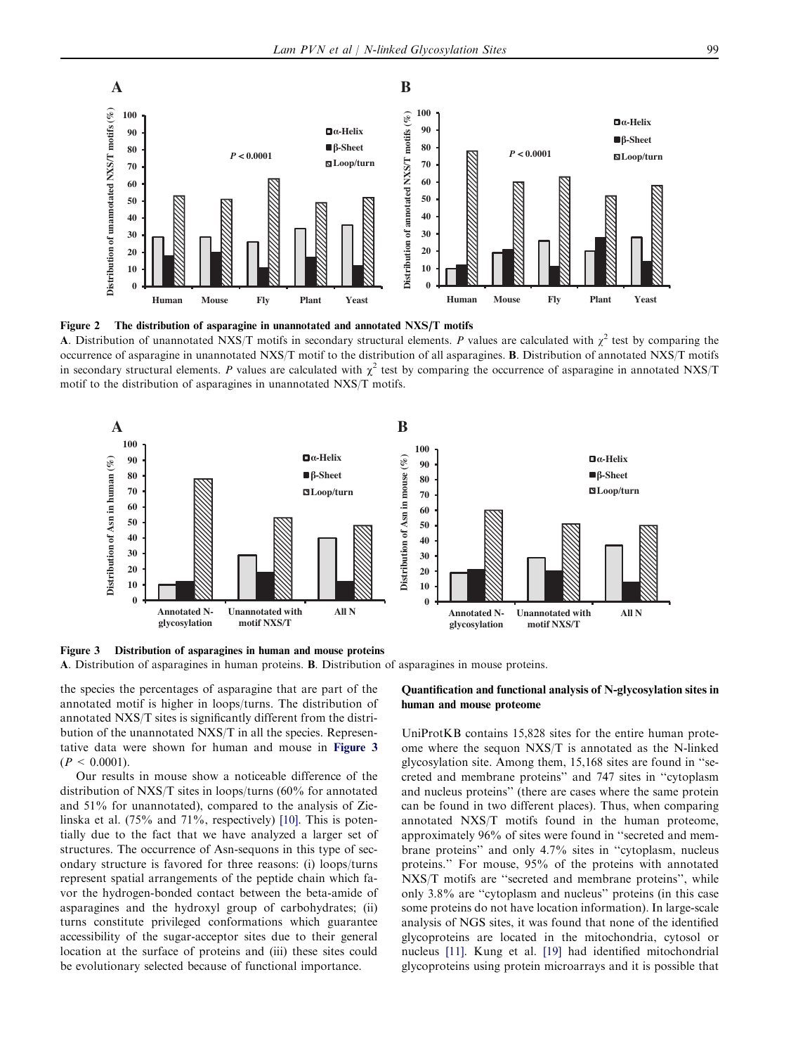**Figure 2 The distribution of asparagine in unannotated and annotated NXS/T motifs**

**A**. Distribution of unannotated NXS/T motifs in secondary structural elements. *P* values are calculated with $\chi^2$ test by comparing the occurrence of asparagine in unannotated NXS/T motif to the distribution of all asparagines. **B**. Distribution of annotated NXS/T motifs in secondary structural elements. *P* values are calculated with $\chi^2$ test by comparing the occurrence of asparagine in annotated NXS/T motif to the distribution of asparagines in unannotated NXS/T motifs.

**Figure 3 Distribution of asparagines in human and mouse proteins**

**A**. Distribution of asparagines in human proteins. **B**. Distribution of asparagines in mouse proteins.

the species the percentages of asparagine that are part of the annotated motif is higher in loops/turns. The distribution of annotated NXS/T sites is significantly different from the distribution of the unannotated NXS/T in all the species. Representative data were shown for human and mouse in Figure 3 ($P < 0.0001$).

Our results in mouse show a noticeable difference of the distribution of NXS/T sites in loops/turns (60% for annotated and 51% for unannotated), compared to the analysis of Zielinska et al. (75% and 71%, respectively) [10]. This is potentially due to the fact that we have analyzed a larger set of structures. The occurrence of Asn-sequons in this type of secondary structure is favored for three reasons: (i) loops/turns represent spatial arrangements of the peptide chain which favor the hydrogen-bonded contact between the beta-amide of asparagines and the hydroxyl group of carbohydrates; (ii) turns constitute privileged conformations which guarantee accessibility of the sugar-acceptor sites due to their general location at the surface of proteins and (iii) these sites could be evolutionary selected because of functional importance.

### Quantification and functional analysis of N-glycosylation sites in human and mouse proteome

UniProtKB contains 15,828 sites for the entire human proteome where the sequon NXS/T is annotated as the N-linked glycosylation site. Among them, 15,168 sites are found in "secreted and membrane proteins" and 747 sites in "cytoplasm and nucleus proteins" (there are cases where the same protein can be found in two different places). Thus, when comparing annotated NXS/T motifs found in the human proteome, approximately 96% of sites were found in "secreted and membrane proteins" and only 4.7% sites in "cytoplasm, nucleus proteins." For mouse, 95% of the proteins with annotated NXS/T motifs are "secreted and membrane proteins", while only 3.8% are "cytoplasm and nucleus" proteins (in this case some proteins do not have location information). In large-scale analysis of NGS sites, it was found that none of the identified glycoproteins are located in the mitochondria, cytosol or nucleus [11]. Kung et al. [19] had identified mitochondrial glycoproteins using protein microarrays and it is possible that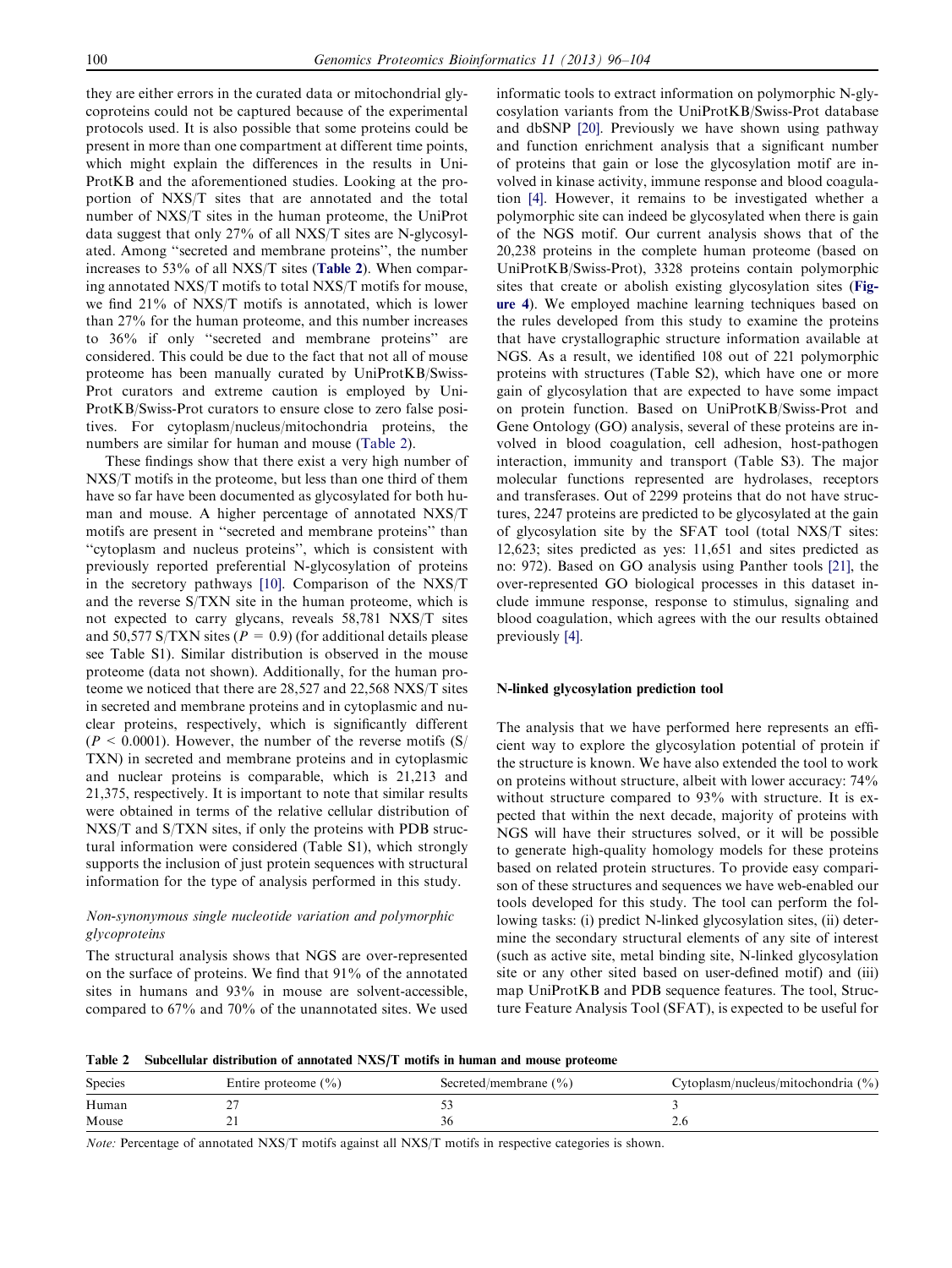they are either errors in the curated data or mitochondrial glycoproteins could not be captured because of the experimental protocols used. It is also possible that some proteins could be present in more than one compartment at different time points, which might explain the differences in the results in UniProtKB and the aforementioned studies. Looking at the proportion of NXS/T sites that are annotated and the total number of NXS/T sites in the human proteome, the UniProt data suggest that only 27% of all NXS/T sites are N-glycosylated. Among "secreted and membrane proteins", the number increases to 53% of all NXS/T sites (**Table 2**). When comparing annotated NXS/T motifs to total NXS/T motifs for mouse, we find 21% of NXS/T motifs is annotated, which is lower than 27% for the human proteome, and this number increases to 36% if only "secreted and membrane proteins" are considered. This could be due to the fact that not all of mouse proteome has been manually curated by UniProtKB/Swiss-Prot curators and extreme caution is employed by UniProtKB/Swiss-Prot curators to ensure close to zero false positives. For cytoplasm/nucleus/mitochondria proteins, the numbers are similar for human and mouse (Table 2).

These findings show that there exist a very high number of NXS/T motifs in the proteome, but less than one third of them have so far have been documented as glycosylated for both human and mouse. A higher percentage of annotated NXS/T motifs are present in "secreted and membrane proteins" than "cytoplasm and nucleus proteins", which is consistent with previously reported preferential N-glycosylation of proteins in the secretory pathways [10]. Comparison of the NXS/T and the reverse S/TXN site in the human proteome, which is not expected to carry glycans, reveals 58,781 NXS/T sites and 50,577 S/TXN sites ($P = 0.9$) (for additional details please see Table S1). Similar distribution is observed in the mouse proteome (data not shown). Additionally, for the human proteome we noticed that there are 28,527 and 22,568 NXS/T sites in secreted and membrane proteins and in cytoplasmic and nuclear proteins, respectively, which is significantly different ($P < 0.0001$). However, the number of the reverse motifs (S/TXN) in secreted and membrane proteins and in cytoplasmic and nuclear proteins is comparable, which is 21,213 and 21,375, respectively. It is important to note that similar results were obtained in terms of the relative cellular distribution of NXS/T and S/TXN sites, if only the proteins with PDB structural information were considered (Table S1), which strongly supports the inclusion of just protein sequences with structural information for the type of analysis performed in this study.

### *Non-synonymous single nucleotide variation and polymorphic glycoproteins*

The structural analysis shows that NGS are over-represented on the surface of proteins. We find that 91% of the annotated sites in humans and 93% in mouse are solvent-accessible, compared to 67% and 70% of the unannotated sites. We used informatic tools to extract information on polymorphic N-glycosylation variants from the UniProtKB/Swiss-Prot database and dbSNP [20]. Previously we have shown using pathway and function enrichment analysis that a significant number of proteins that gain or lose the glycosylation motif are involved in kinase activity, immune response and blood coagulation [4]. However, it remains to be investigated whether a polymorphic site can indeed be glycosylated when there is gain of the NGS motif. Our current analysis shows that of the 20,238 proteins in the complete human proteome (based on UniProtKB/Swiss-Prot), 3328 proteins contain polymorphic sites that create or abolish existing glycosylation sites (**Figure 4**). We employed machine learning techniques based on the rules developed from this study to examine the proteins that have crystallographic structure information available at NGS. As a result, we identified 108 out of 221 polymorphic proteins with structures (Table S2), which have one or more gain of glycosylation that are expected to have some impact on protein function. Based on UniProtKB/Swiss-Prot and Gene Ontology (GO) analysis, several of these proteins are involved in blood coagulation, cell adhesion, host-pathogen interaction, immunity and transport (Table S3). The major molecular functions represented are hydrolases, receptors and transferases. Out of 2299 proteins that do not have structures, 2247 proteins are predicted to be glycosylated at the gain of glycosylation site by the SFAT tool (total NXS/T sites: 12,623; sites predicted as yes: 11,651 and sites predicted as no: 972). Based on GO analysis using Panther tools [21], the over-represented GO biological processes in this dataset include immune response, response to stimulus, signaling and blood coagulation, which agrees with the our results obtained previously [4].

## N-linked glycosylation prediction tool

The analysis that we have performed here represents an efficient way to explore the glycosylation potential of protein if the structure is known. We have also extended the tool to work on proteins without structure, albeit with lower accuracy: 74% without structure compared to 93% with structure. It is expected that within the next decade, majority of proteins with NGS will have their structures solved, or it will be possible to generate high-quality homology models for these proteins based on related protein structures. To provide easy comparison of these structures and sequences we have web-enabled our tools developed for this study. The tool can perform the following tasks: (i) predict N-linked glycosylation sites, (ii) determine the secondary structural elements of any site of interest (such as active site, metal binding site, N-linked glycosylation site or any other sited based on user-defined motif) and (iii) map UniProtKB and PDB sequence features. The tool, Structure Feature Analysis Tool (SFAT), is expected to be useful for

**Table 2** Subcellular distribution of annotated NXS/T motifs in human and mouse proteome

| Species | Entire proteome (%) | Secreted/membrane (%) | Cytoplasm/nucleus/mitochondria (%) |
|---|---|---|---|
| Human | 27 | 53 | 3 |
| Mouse | 21 | 36 | 2.6 |

*Note:* Percentage of annotated NXS/T motifs against all NXS/T motifs in respective categories is shown.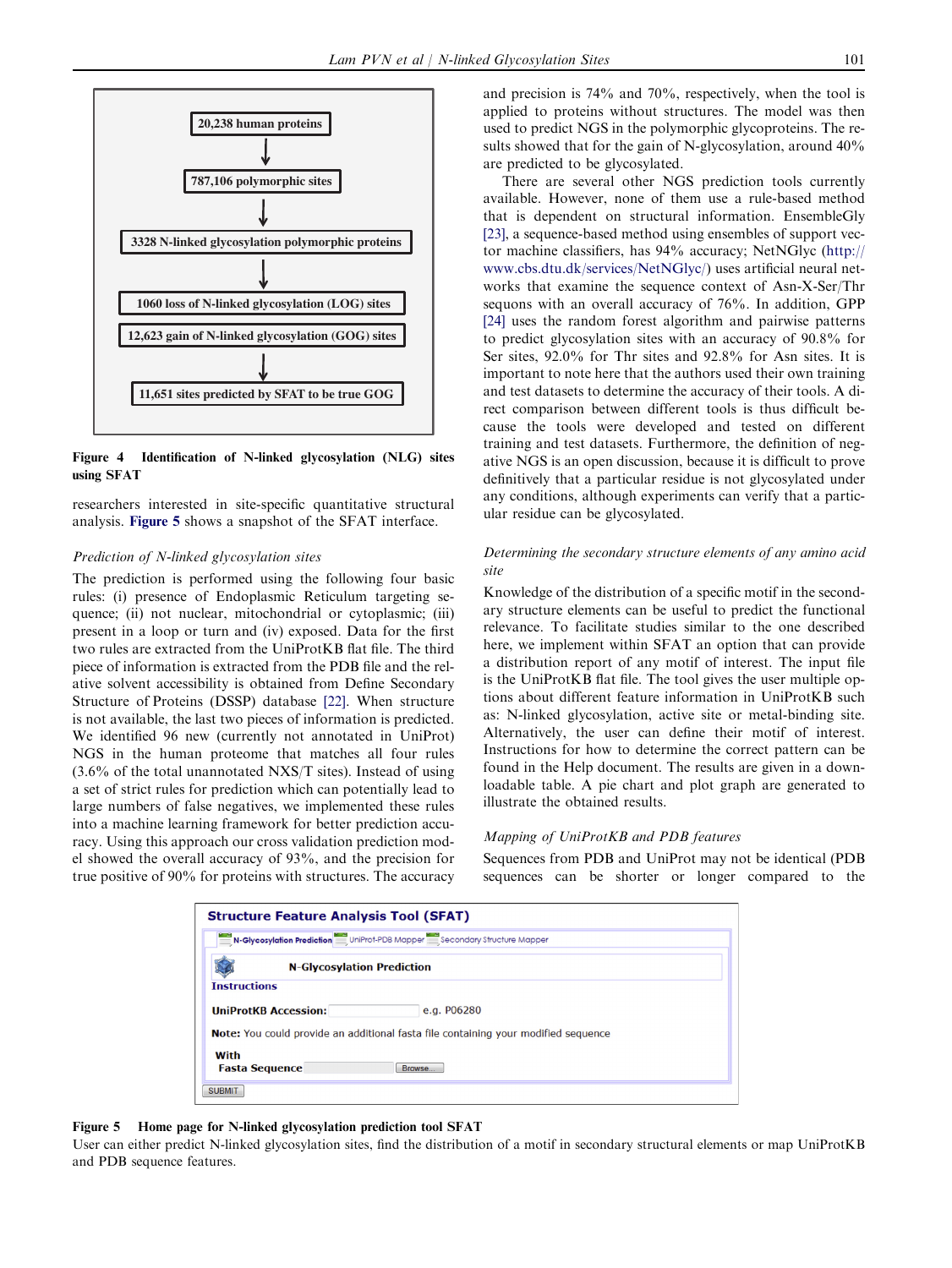20,238 human proteins
↓
787,106 polymorphic sites
↓
3328 N-linked glycosylation polymorphic proteins
↓
1060 loss of N-linked glycosylation (LOG) sites

12,623 gain of N-linked glycosylation (GOG) sites
↓
11,651 sites predicted by SFAT to be true GOG

**Figure 4 Identification of N-linked glycosylation (NLG) sites using SFAT**

researchers interested in site-specific quantitative structural analysis. Figure 5 shows a snapshot of the SFAT interface.

### *Prediction of N-linked glycosylation sites*

The prediction is performed using the following four basic rules: (i) presence of Endoplasmic Reticulum targeting sequence; (ii) not nuclear, mitochondrial or cytoplasmic; (iii) present in a loop or turn and (iv) exposed. Data for the first two rules are extracted from the UniProtKB flat file. The third piece of information is extracted from the PDB file and the relative solvent accessibility is obtained from Define Secondary Structure of Proteins (DSSP) database [22]. When structure is not available, the last two pieces of information is predicted. We identified 96 new (currently not annotated in UniProt) NGS in the human proteome that matches all four rules (3.6% of the total unannotated NXS/T sites). Instead of using a set of strict rules for prediction which can potentially lead to large numbers of false negatives, we implemented these rules into a machine learning framework for better prediction accuracy. Using this approach our cross validation prediction model showed the overall accuracy of 93%, and the precision for true positive of 90% for proteins with structures. The accuracy and precision is 74% and 70%, respectively, when the tool is applied to proteins without structures. The model was then used to predict NGS in the polymorphic glycoproteins. The results showed that for the gain of N-glycosylation, around 40% are predicted to be glycosylated.

There are several other NGS prediction tools currently available. However, none of them use a rule-based method that is dependent on structural information. EnsembleGly [23], a sequence-based method using ensembles of support vector machine classifiers, has 94% accuracy; NetNGlyc (http://www.cbs.dtu.dk/services/NetNGlyc/) uses artificial neural networks that examine the sequence context of Asn-X-Ser/Thr sequons with an overall accuracy of 76%. In addition, GPP [24] uses the random forest algorithm and pairwise patterns to predict glycosylation sites with an accuracy of 90.8% for Ser sites, 92.0% for Thr sites and 92.8% for Asn sites. It is important to note here that the authors used their own training and test datasets to determine the accuracy of their tools. A direct comparison between different tools is thus difficult because the tools were developed and tested on different training and test datasets. Furthermore, the definition of negative NGS is an open discussion, because it is difficult to prove definitively that a particular residue is not glycosylated under any conditions, although experiments can verify that a particular residue can be glycosylated.

### *Determining the secondary structure elements of any amino acid site*

Knowledge of the distribution of a specific motif in the secondary structure elements can be useful to predict the functional relevance. To facilitate studies similar to the one described here, we implement within SFAT an option that can provide a distribution report of any motif of interest. The input file is the UniProtKB flat file. The tool gives the user multiple options about different feature information in UniProtKB such as: N-linked glycosylation, active site or metal-binding site. Alternatively, the user can define their motif of interest. Instructions for how to determine the correct pattern can be found in the Help document. The results are given in a downloadable table. A pie chart and plot graph are generated to illustrate the obtained results.

### *Mapping of UniProtKB and PDB features*

Sequences from PDB and UniProt may not be identical (PDB sequences can be shorter or longer compared to the

**Structure Feature Analysis Tool (SFAT)**

N-Glycosylation Prediction | UniProt-PDB Mapper | Secondary Structure Mapper

N-Glycosylation Prediction

Instructions

UniProtKB Accession: e.g. P06280

Note: You could provide an additional fasta file containing your modified sequence

With Fasta Sequence [Browse...]

SUBMIT

**Figure 5 Home page for N-linked glycosylation prediction tool SFAT**
User can either predict N-linked glycosylation sites, find the distribution of a motif in secondary structural elements or map UniProtKB and PDB sequence features.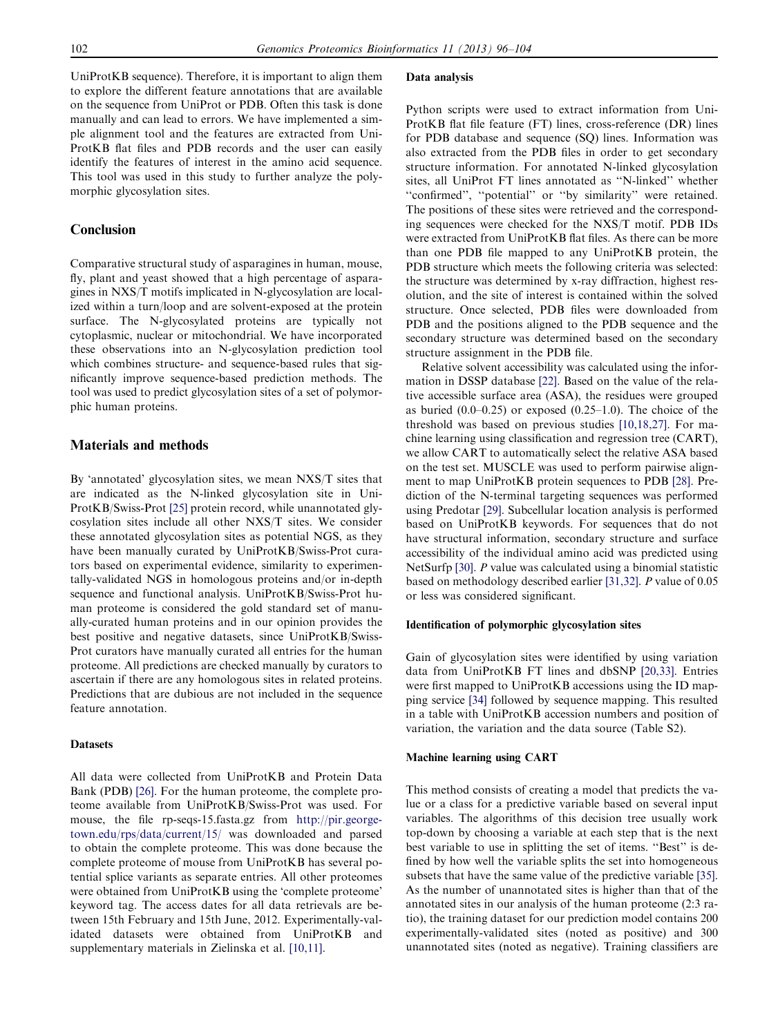UniProtKB sequence). Therefore, it is important to align them to explore the different feature annotations that are available on the sequence from UniProt or PDB. Often this task is done manually and can lead to errors. We have implemented a simple alignment tool and the features are extracted from UniProtKB flat files and PDB records and the user can easily identify the features of interest in the amino acid sequence. This tool was used in this study to further analyze the polymorphic glycosylation sites.

## Conclusion

Comparative structural study of asparagines in human, mouse, fly, plant and yeast showed that a high percentage of asparagines in NXS/T motifs implicated in N-glycosylation are localized within a turn/loop and are solvent-exposed at the protein surface. The N-glycosylated proteins are typically not cytoplasmic, nuclear or mitochondrial. We have incorporated these observations into an N-glycosylation prediction tool which combines structure- and sequence-based rules that significantly improve sequence-based prediction methods. The tool was used to predict glycosylation sites of a set of polymorphic human proteins.

## Materials and methods

By 'annotated' glycosylation sites, we mean NXS/T sites that are indicated as the N-linked glycosylation site in UniProtKB/Swiss-Prot [25] protein record, while unannotated glycosylation sites include all other NXS/T sites. We consider these annotated glycosylation sites as potential NGS, as they have been manually curated by UniProtKB/Swiss-Prot curators based on experimental evidence, similarity to experimentally-validated NGS in homologous proteins and/or in-depth sequence and functional analysis. UniProtKB/Swiss-Prot human proteome is considered the gold standard set of manually-curated human proteins and in our opinion provides the best positive and negative datasets, since UniProtKB/Swiss-Prot curators have manually curated all entries for the human proteome. All predictions are checked manually by curators to ascertain if there are any homologous sites in related proteins. Predictions that are dubious are not included in the sequence feature annotation.

### Datasets

All data were collected from UniProtKB and Protein Data Bank (PDB) [26]. For the human proteome, the complete proteome available from UniProtKB/Swiss-Prot was used. For mouse, the file rp-seqs-15.fasta.gz from http://pir.georgetown.edu/rps/data/current/15/ was downloaded and parsed to obtain the complete proteome. This was done because the complete proteome of mouse from UniProtKB has several potential splice variants as separate entries. All other proteomes were obtained from UniProtKB using the 'complete proteome' keyword tag. The access dates for all data retrievals are between 15th February and 15th June, 2012. Experimentally-validated datasets were obtained from UniProtKB and supplementary materials in Zielinska et al. [10,11].

### Data analysis

Python scripts were used to extract information from UniProtKB flat file feature (FT) lines, cross-reference (DR) lines for PDB database and sequence (SQ) lines. Information was also extracted from the PDB files in order to get secondary structure information. For annotated N-linked glycosylation sites, all UniProt FT lines annotated as "N-linked" whether "confirmed", "potential" or "by similarity" were retained. The positions of these sites were retrieved and the corresponding sequences were checked for the NXS/T motif. PDB IDs were extracted from UniProtKB flat files. As there can be more than one PDB file mapped to any UniProtKB protein, the PDB structure which meets the following criteria was selected: the structure was determined by x-ray diffraction, highest resolution, and the site of interest is contained within the solved structure. Once selected, PDB files were downloaded from PDB and the positions aligned to the PDB sequence and the secondary structure was determined based on the secondary structure assignment in the PDB file.

Relative solvent accessibility was calculated using the information in DSSP database [22]. Based on the value of the relative accessible surface area (ASA), the residues were grouped as buried (0.0–0.25) or exposed (0.25–1.0). The choice of the threshold was based on previous studies [10,18,27]. For machine learning using classification and regression tree (CART), we allow CART to automatically select the relative ASA based on the test set. MUSCLE was used to perform pairwise alignment to map UniProtKB protein sequences to PDB [28]. Prediction of the N-terminal targeting sequences was performed using Predotar [29]. Subcellular location analysis is performed based on UniProtKB keywords. For sequences that do not have structural information, secondary structure and surface accessibility of the individual amino acid was predicted using NetSurfp [30]. *P* value was calculated using a binomial statistic based on methodology described earlier [31,32]. *P* value of 0.05 or less was considered significant.

### Identification of polymorphic glycosylation sites

Gain of glycosylation sites were identified by using variation data from UniProtKB FT lines and dbSNP [20,33]. Entries were first mapped to UniProtKB accessions using the ID mapping service [34] followed by sequence mapping. This resulted in a table with UniProtKB accession numbers and position of variation, the variation and the data source (Table S2).

### Machine learning using CART

This method consists of creating a model that predicts the value or a class for a predictive variable based on several input variables. The algorithms of this decision tree usually work top-down by choosing a variable at each step that is the next best variable to use in splitting the set of items. "Best" is defined by how well the variable splits the set into homogeneous subsets that have the same value of the predictive variable [35]. As the number of unannotated sites is higher than that of the annotated sites in our analysis of the human proteome (2:3 ratio), the training dataset for our prediction model contains 200 experimentally-validated sites (noted as positive) and 300 unannotated sites (noted as negative). Training classifiers are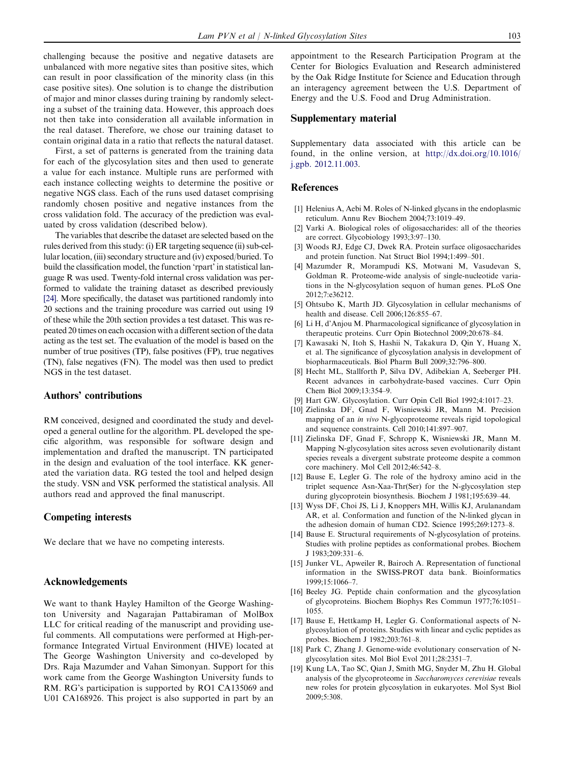challenging because the positive and negative datasets are unbalanced with more negative sites than positive sites, which can result in poor classification of the minority class (in this case positive sites). One solution is to change the distribution of major and minor classes during training by randomly selecting a subset of the training data. However, this approach does not then take into consideration all available information in the real dataset. Therefore, we chose our training dataset to contain original data in a ratio that reflects the natural dataset.

First, a set of patterns is generated from the training data for each of the glycosylation sites and then used to generate a value for each instance. Multiple runs are performed with each instance collecting weights to determine the positive or negative NGS class. Each of the runs used dataset comprising randomly chosen positive and negative instances from the cross validation fold. The accuracy of the prediction was evaluated by cross validation (described below).

The variables that describe the dataset are selected based on the rules derived from this study: (i) ER targeting sequence (ii) sub-cellular location, (iii) secondary structure and (iv) exposed/buried. To build the classification model, the function 'rpart' in statistical language R was used. Twenty-fold internal cross validation was performed to validate the training dataset as described previously [24]. More specifically, the dataset was partitioned randomly into 20 sections and the training procedure was carried out using 19 of these while the 20th section provides a test dataset. This was repeated 20 times on each occasion with a different section of the data acting as the test set. The evaluation of the model is based on the number of true positives (TP), false positives (FP), true negatives (TN), false negatives (FN). The model was then used to predict NGS in the test dataset.

## Authors' contributions

RM conceived, designed and coordinated the study and developed a general outline for the algorithm. PL developed the specific algorithm, was responsible for software design and implementation and drafted the manuscript. TN participated in the design and evaluation of the tool interface. KK generated the variation data. RG tested the tool and helped design the study. VSN and VSK performed the statistical analysis. All authors read and approved the final manuscript.

## Competing interests

We declare that we have no competing interests.

## Acknowledgements

We want to thank Hayley Hamilton of the George Washington University and Nagarajan Pattabiraman of MolBox LLC for critical reading of the manuscript and providing useful comments. All computations were performed at High-performance Integrated Virtual Environment (HIVE) located at The George Washington University and co-developed by Drs. Raja Mazumder and Vahan Simonyan. Support for this work came from the George Washington University funds to RM. RG's participation is supported by RO1 CA135069 and U01 CA168926. This project is also supported in part by an appointment to the Research Participation Program at the Center for Biologics Evaluation and Research administered by the Oak Ridge Institute for Science and Education through an interagency agreement between the U.S. Department of Energy and the U.S. Food and Drug Administration.

## Supplementary material

Supplementary data associated with this article can be found, in the online version, at http://dx.doi.org/10.1016/j.gpb. 2012.11.003.

## References

[1] Helenius A, Aebi M. Roles of N-linked glycans in the endoplasmic reticulum. Annu Rev Biochem 2004;73:1019–49.

[2] Varki A. Biological roles of oligosaccharides: all of the theories are correct. Glycobiology 1993;3:97–130.

[3] Woods RJ, Edge CJ, Dwek RA. Protein surface oligosaccharides and protein function. Nat Struct Biol 1994;1:499–501.

[4] Mazumder R, Morampudi KS, Motwani M, Vasudevan S, Goldman R. Proteome-wide analysis of single-nucleotide variations in the N-glycosylation sequon of human genes. PLoS One 2012;7:e36212.

[5] Ohtsubo K, Marth JD. Glycosylation in cellular mechanisms of health and disease. Cell 2006;126:855–67.

[6] Li H, d'Anjou M. Pharmacological significance of glycosylation in therapeutic proteins. Curr Opin Biotechnol 2009;20:678–84.

[7] Kawasaki N, Itoh S, Hashii N, Takakura D, Qin Y, Huang X, et al. The significance of glycosylation analysis in development of biopharmaceuticals. Biol Pharm Bull 2009;32:796–800.

[8] Hecht ML, Stallforth P, Silva DV, Adibekian A, Seeberger PH. Recent advances in carbohydrate-based vaccines. Curr Opin Chem Biol 2009;13:354–9.

[9] Hart GW. Glycosylation. Curr Opin Cell Biol 1992;4:1017–23.

[10] Zielinska DF, Gnad F, Wisniewski JR, Mann M. Precision mapping of an *in vivo* N-glycoproteome reveals rigid topological and sequence constraints. Cell 2010;141:897–907.

[11] Zielinska DF, Gnad F, Schropp K, Wisniewski JR, Mann M. Mapping N-glycosylation sites across seven evolutionarily distant species reveals a divergent substrate proteome despite a common core machinery. Mol Cell 2012;46:542–8.

[12] Bause E, Legler G. The role of the hydroxy amino acid in the triplet sequence Asn-Xaa-Thr(Ser) for the N-glycosylation step during glycoprotein biosynthesis. Biochem J 1981;195:639–44.

[13] Wyss DF, Choi JS, Li J, Knoppers MH, Willis KJ, Arulanandam AR, et al. Conformation and function of the N-linked glycan in the adhesion domain of human CD2. Science 1995;269:1273–8.

[14] Bause E. Structural requirements of N-glycosylation of proteins. Studies with proline peptides as conformational probes. Biochem J 1983;209:331–6.

[15] Junker VL, Apweiler R, Bairoch A. Representation of functional information in the SWISS-PROT data bank. Bioinformatics 1999;15:1066–7.

[16] Beeley JG. Peptide chain conformation and the glycosylation of glycoproteins. Biochem Biophys Res Commun 1977;76:1051–1055.

[17] Bause E, Hettkamp H, Legler G. Conformational aspects of N-glycosylation of proteins. Studies with linear and cyclic peptides as probes. Biochem J 1982;203:761–8.

[18] Park C, Zhang J. Genome-wide evolutionary conservation of N-glycosylation sites. Mol Biol Evol 2011;28:2351–7.

[19] Kung LA, Tao SC, Qian J, Smith MG, Snyder M, Zhu H. Global analysis of the glycoproteome in *Saccharomyces cerevisiae* reveals new roles for protein glycosylation in eukaryotes. Mol Syst Biol 2009;5:308.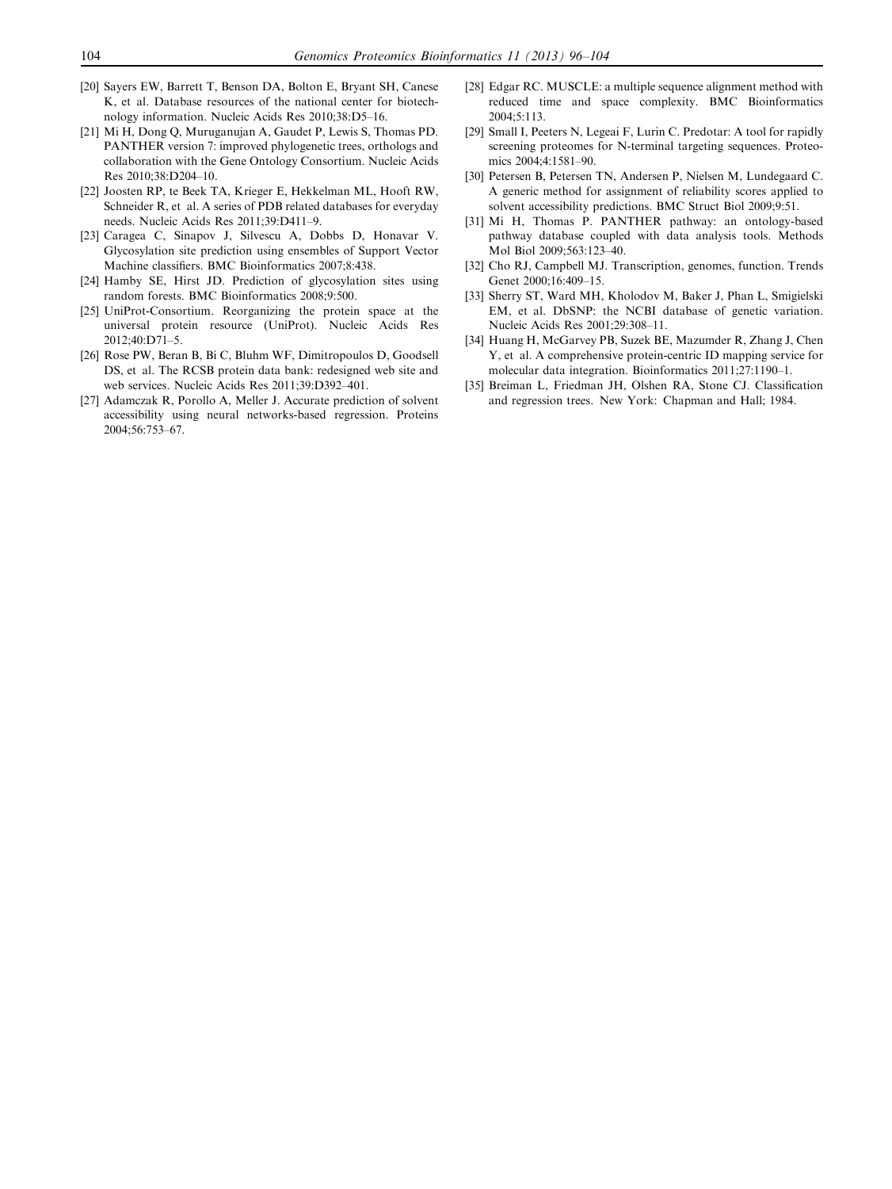[20] Sayers EW, Barrett T, Benson DA, Bolton E, Bryant SH, Canese K, et al. Database resources of the national center for biotechnology information. Nucleic Acids Res 2010;38:D5–16.

[21] Mi H, Dong Q, Muruganujan A, Gaudet P, Lewis S, Thomas PD. PANTHER version 7: improved phylogenetic trees, orthologs and collaboration with the Gene Ontology Consortium. Nucleic Acids Res 2010;38:D204–10.

[22] Joosten RP, te Beek TA, Krieger E, Hekkelman ML, Hooft RW, Schneider R, et al. A series of PDB related databases for everyday needs. Nucleic Acids Res 2011;39:D411–9.

[23] Caragea C, Sinapov J, Silvescu A, Dobbs D, Honavar V. Glycosylation site prediction using ensembles of Support Vector Machine classifiers. BMC Bioinformatics 2007;8:438.

[24] Hamby SE, Hirst JD. Prediction of glycosylation sites using random forests. BMC Bioinformatics 2008;9:500.

[25] UniProt-Consortium. Reorganizing the protein space at the universal protein resource (UniProt). Nucleic Acids Res 2012;40:D71–5.

[26] Rose PW, Beran B, Bi C, Bluhm WF, Dimitropoulos D, Goodsell DS, et al. The RCSB protein data bank: redesigned web site and web services. Nucleic Acids Res 2011;39:D392–401.

[27] Adamczak R, Porollo A, Meller J. Accurate prediction of solvent accessibility using neural networks-based regression. Proteins 2004;56:753–67.

[28] Edgar RC. MUSCLE: a multiple sequence alignment method with reduced time and space complexity. BMC Bioinformatics 2004;5:113.

[29] Small I, Peeters N, Legeai F, Lurin C. Predotar: A tool for rapidly screening proteomes for N-terminal targeting sequences. Proteomics 2004;4:1581–90.

[30] Petersen B, Petersen TN, Andersen P, Nielsen M, Lundegaard C. A generic method for assignment of reliability scores applied to solvent accessibility predictions. BMC Struct Biol 2009;9:51.

[31] Mi H, Thomas P. PANTHER pathway: an ontology-based pathway database coupled with data analysis tools. Methods Mol Biol 2009;563:123–40.

[32] Cho RJ, Campbell MJ. Transcription, genomes, function. Trends Genet 2000;16:409–15.

[33] Sherry ST, Ward MH, Kholodov M, Baker J, Phan L, Smigielski EM, et al. DbSNP: the NCBI database of genetic variation. Nucleic Acids Res 2001;29:308–11.

[34] Huang H, McGarvey PB, Suzek BE, Mazumder R, Zhang J, Chen Y, et al. A comprehensive protein-centric ID mapping service for molecular data integration. Bioinformatics 2011;27:1190–1.

[35] Breiman L, Friedman JH, Olshen RA, Stone CJ. Classification and regression trees. New York: Chapman and Hall; 1984.